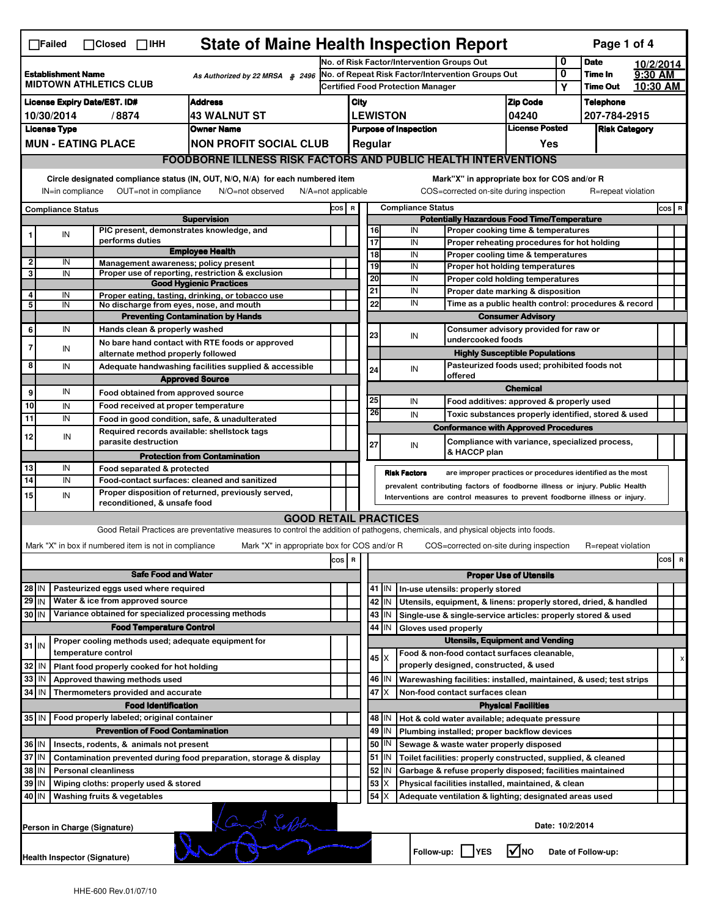☐Failed ☐Closed ☐IHH

# State of Maine Health Inspection Report

| | | | |
|---|---|---|---|
| **Establishment Name** MIDTOWN ATHLETICS CLUB | As Authorized by 22 MRSA § 2496 | No. of Risk Factor/Intervention Groups Out: 0 | **Date** 10/2/2014 |
| | | No. of Repeat Risk Factor/Intervention Groups Out: 0 | **Time In** 9:30 AM |
| | | Certified Food Protection Manager: Y | **Time Out** 10:30 AM |

| License Expiry Date/EST. ID# | Address | City | Zip Code | Telephone |
|---|---|---|---|---|
| 10/30/2014 / 8874 | 43 WALNUT ST | LEWISTON | 04240 | 207-784-2915 |

| License Type | Owner Name | Purpose of Inspection | License Posted | Risk Category |
|---|---|---|---|---|
| MUN - EATING PLACE | NON PROFIT SOCIAL CLUB | Regular | Yes | |

## FOODBORNE ILLNESS RISK FACTORS AND PUBLIC HEALTH INTERVENTIONS

Circle designated compliance status (IN, OUT, N/O, N/A) for each numbered item. IN=in compliance OUT=not in compliance N/O=not observed N/A=not applicable

Mark "X" in appropriate box for COS and/or R. COS=corrected on-site during inspection R=repeat violation

| # | Compliance Status | Item | COS | R |
|---|---|---|---|---|
| | | **Supervision** | | |
| 1 | IN | PIC present, demonstrates knowledge, and performs duties | | |
| | | **Employee Health** | | |
| 2 | IN | Management awareness; policy present | | |
| 3 | IN | Proper use of reporting, restriction & exclusion | | |
| | | **Good Hygienic Practices** | | |
| 4 | IN | Proper eating, tasting, drinking, or tobacco use | | |
| 5 | IN | No discharge from eyes, nose, and mouth | | |
| | | **Preventing Contamination by Hands** | | |
| 6 | IN | Hands clean & properly washed | | |
| 7 | IN | No bare hand contact with RTE foods or approved alternate method properly followed | | |
| 8 | IN | Adequate handwashing facilities supplied & accessible | | |
| | | **Approved Source** | | |
| 9 | IN | Food obtained from approved source | | |
| 10 | IN | Food received at proper temperature | | |
| 11 | IN | Food in good condition, safe, & unadulterated | | |
| 12 | IN | Required records available: shellstock tags parasite destruction | | |
| | | **Protection from Contamination** | | |
| 13 | IN | Food separated & protected | | |
| 14 | IN | Food-contact surfaces: cleaned and sanitized | | |
| 15 | IN | Proper disposition of returned, previously served, reconditioned, & unsafe food | | |
| | | **Potentially Hazardous Food Time/Temperature** | | |
| 16 | IN | Proper cooking time & temperatures | | |
| 17 | IN | Proper reheating procedures for hot holding | | |
| 18 | IN | Proper cooling time & temperatures | | |
| 19 | IN | Proper hot holding temperatures | | |
| 20 | IN | Proper cold holding temperatures | | |
| 21 | IN | Proper date marking & disposition | | |
| 22 | IN | Time as a public health control: procedures & record | | |
| | | **Consumer Advisory** | | |
| 23 | IN | Consumer advisory provided for raw or undercooked foods | | |
| | | **Highly Susceptible Populations** | | |
| 24 | IN | Pasteurized foods used; prohibited foods not offered | | |
| | | **Chemical** | | |
| 25 | IN | Food additives: approved & properly used | | |
| 26 | IN | Toxic substances properly identified, stored & used | | |
| | | **Conformance with Approved Procedures** | | |
| 27 | IN | Compliance with variance, specialized process, & HACCP plan | | |

**Risk Factors** are improper practices or procedures identified as the most prevalent contributing factors of foodborne illness or injury. Public Health Interventions are control measures to prevent foodborne illness or injury.

## GOOD RETAIL PRACTICES

Good Retail Practices are preventative measures to control the addition of pathogens, chemicals, and physical objects into foods.

Mark "X" in box if numbered item is not in compliance. Mark "X" in appropriate box for COS and/or R. COS=corrected on-site during inspection R=repeat violation

| # | Status | Item | COS | R |
|---|---|---|---|---|
| | | **Safe Food and Water** | | |
| 28 | IN | Pasteurized eggs used where required | | |
| 29 | IN | Water & ice from approved source | | |
| 30 | IN | Variance obtained for specialized processing methods | | |
| | | **Food Temperature Control** | | |
| 31 | IN | Proper cooling methods used; adequate equipment for temperature control | | |
| 32 | IN | Plant food properly cooked for hot holding | | |
| 33 | IN | Approved thawing methods used | | |
| 34 | IN | Thermometers provided and accurate | | |
| | | **Food Identification** | | |
| 35 | IN | Food properly labeled; original container | | |
| | | **Prevention of Food Contamination** | | |
| 36 | IN | Insects, rodents, & animals not present | | |
| 37 | IN | Contamination prevented during food preparation, storage & display | | |
| 38 | IN | Personal cleanliness | | |
| 39 | IN | Wiping cloths: properly used & stored | | |
| 40 | IN | Washing fruits & vegetables | | |
| | | **Proper Use of Utensils** | | |
| 41 | IN | In-use utensils: properly stored | | |
| 42 | IN | Utensils, equipment, & linens: properly stored, dried, & handled | | |
| 43 | IN | Single-use & single-service articles: properly stored & used | | |
| 44 | IN | Gloves used properly | | |
| | | **Utensils, Equipment and Vending** | | |
| 45 | X | Food & non-food contact surfaces cleanable, properly designed, constructed, & used | | X |
| 46 | IN | Warewashing facilities: installed, maintained, & used; test strips | | |
| 47 | X | Non-food contact surfaces clean | | |
| | | **Physical Facilities** | | |
| 48 | IN | Hot & cold water available; adequate pressure | | |
| 49 | IN | Plumbing installed; proper backflow devices | | |
| 50 | IN | Sewage & waste water properly disposed | | |
| 51 | IN | Toilet facilities: properly constructed, supplied, & cleaned | | |
| 52 | IN | Garbage & refuse properly disposed; facilities maintained | | |
| 53 | X | Physical facilities installed, maintained, & clean | | |
| 54 | X | Adequate ventilation & lighting; designated areas used | | |

Person in Charge (Signature): [signature]

Date: 10/2/2014

Health Inspector (Signature): [signature]

Follow-up: ☐YES ☑NO Date of Follow-up:

HHE-600 Rev.01/07/10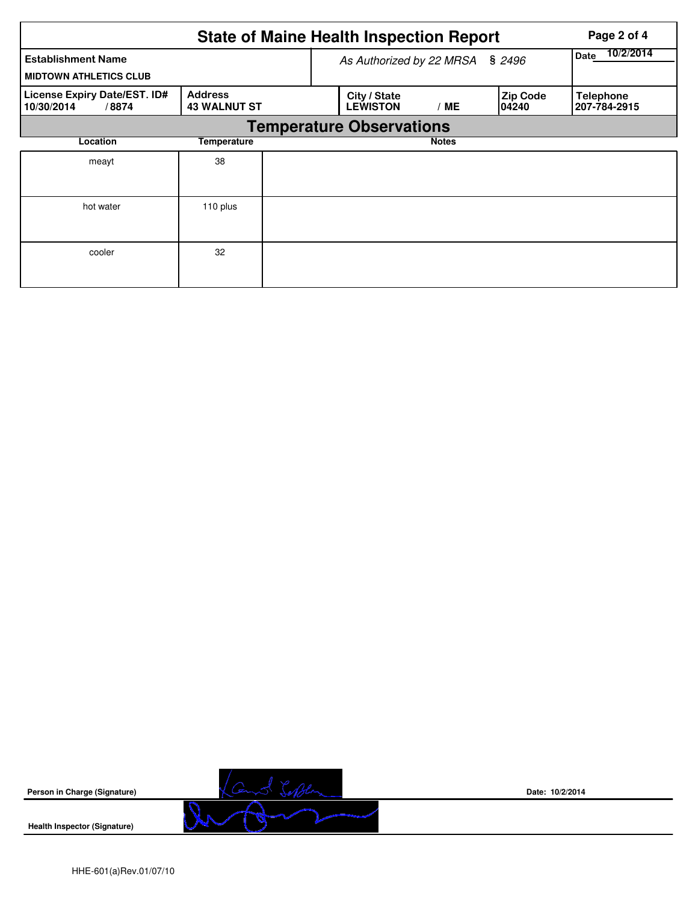# State of Maine Health Inspection Report

| Establishment Name | As Authorized by 22 MRSA § 2496 | Date 10/2/2014 |
|---|---|---|
| MIDTOWN ATHLETICS CLUB | | |

| License Expiry Date/EST. ID# | Address | City / State | Zip Code | Telephone |
|---|---|---|---|---|
| 10/30/2014 / 8874 | 43 WALNUT ST | LEWISTON / ME | 04240 | 207-784-2915 |

## Temperature Observations

| Location | Temperature | Notes |
|---|---|---|
| meayt | 38 | |
| hot water | 110 plus | |
| cooler | 32 | |

**Person in Charge (Signature)** 

**Date: 10/2/2014**

**Health Inspector (Signature)** 

HHE-601(a)Rev.01/07/10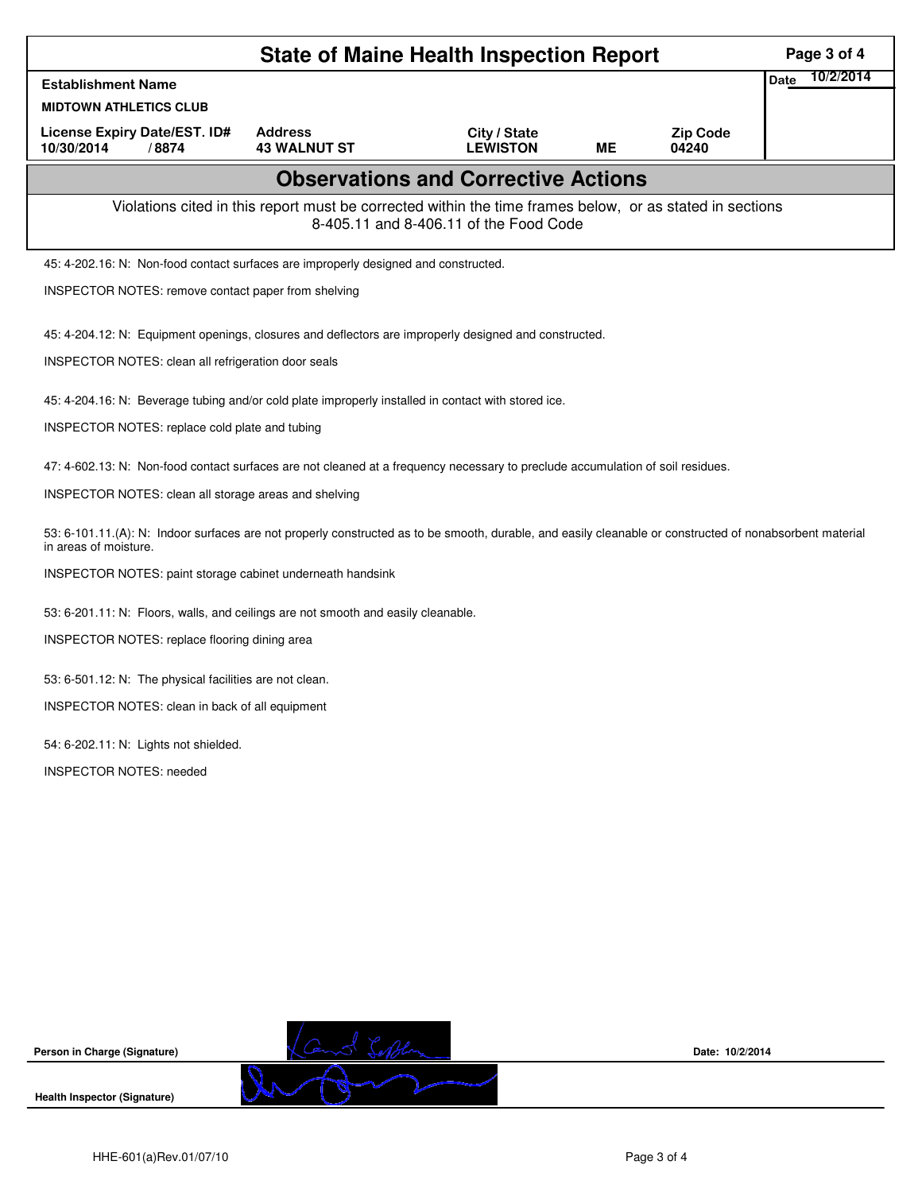# State of Maine Health Inspection Report

| Establishment Name | | | | | Date 10/2/2014 |
|---|---|---|---|---|---|
| MIDTOWN ATHLETICS CLUB | | | | | |
| License Expiry Date/EST. ID# | Address | City / State | | Zip Code | |
| 10/30/2014 / 8874 | 43 WALNUT ST | LEWISTON | ME | 04240 | |

## Observations and Corrective Actions

Violations cited in this report must be corrected within the time frames below, or as stated in sections 8-405.11 and 8-406.11 of the Food Code

45: 4-202.16: N: Non-food contact surfaces are improperly designed and constructed.

INSPECTOR NOTES: remove contact paper from shelving

45: 4-204.12: N: Equipment openings, closures and deflectors are improperly designed and constructed.

INSPECTOR NOTES: clean all refrigeration door seals

45: 4-204.16: N: Beverage tubing and/or cold plate improperly installed in contact with stored ice.

INSPECTOR NOTES: replace cold plate and tubing

47: 4-602.13: N: Non-food contact surfaces are not cleaned at a frequency necessary to preclude accumulation of soil residues.

INSPECTOR NOTES: clean all storage areas and shelving

53: 6-101.11.(A): N: Indoor surfaces are not properly constructed as to be smooth, durable, and easily cleanable or constructed of nonabsorbent material in areas of moisture.

INSPECTOR NOTES: paint storage cabinet underneath handsink

53: 6-201.11: N: Floors, walls, and ceilings are not smooth and easily cleanable.

INSPECTOR NOTES: replace flooring dining area

53: 6-501.12: N: The physical facilities are not clean.

INSPECTOR NOTES: clean in back of all equipment

54: 6-202.11: N: Lights not shielded.

INSPECTOR NOTES: needed

Person in Charge (Signature)

Date: 10/2/2014

Health Inspector (Signature)

HHE-601(a)Rev.01/07/10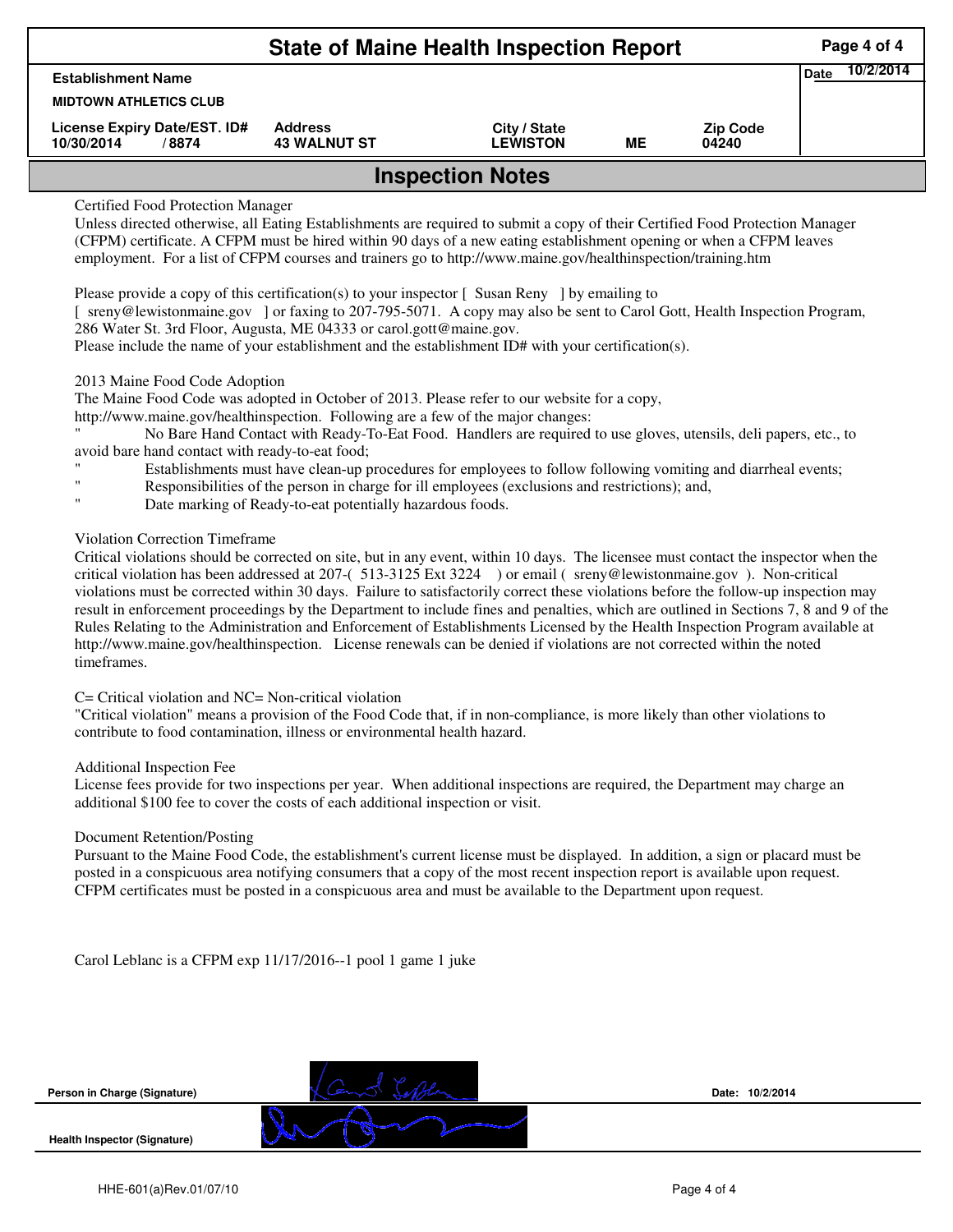# State of Maine Health Inspection Report

| Establishment Name | | | | | Date 10/2/2014 |
|---|---|---|---|---|---|
| MIDTOWN ATHLETICS CLUB | | | | | |
| License Expiry Date/EST. ID# | Address | City / State | | Zip Code | |
| 10/30/2014 / 8874 | 43 WALNUT ST | LEWISTON | ME | 04240 | |

## Inspection Notes

Certified Food Protection Manager

Unless directed otherwise, all Eating Establishments are required to submit a copy of their Certified Food Protection Manager (CFPM) certificate. A CFPM must be hired within 90 days of a new eating establishment opening or when a CFPM leaves employment. For a list of CFPM courses and trainers go to http://www.maine.gov/healthinspection/training.htm

Please provide a copy of this certification(s) to your inspector [ Susan Reny ] by emailing to [ sreny@lewistonmaine.gov ] or faxing to 207-795-5071. A copy may also be sent to Carol Gott, Health Inspection Program, 286 Water St. 3rd Floor, Augusta, ME 04333 or carol.gott@maine.gov.

Please include the name of your establishment and the establishment ID# with your certification(s).

2013 Maine Food Code Adoption

The Maine Food Code was adopted in October of 2013. Please refer to our website for a copy, http://www.maine.gov/healthinspection. Following are a few of the major changes:

" No Bare Hand Contact with Ready-To-Eat Food. Handlers are required to use gloves, utensils, deli papers, etc., to avoid bare hand contact with ready-to-eat food;

" Establishments must have clean-up procedures for employees to follow following vomiting and diarrheal events;

" Responsibilities of the person in charge for ill employees (exclusions and restrictions); and,

" Date marking of Ready-to-eat potentially hazardous foods.

Violation Correction Timeframe

Critical violations should be corrected on site, but in any event, within 10 days. The licensee must contact the inspector when the critical violation has been addressed at 207-( 513-3125 Ext 3224 ) or email ( sreny@lewistonmaine.gov ). Non-critical violations must be corrected within 30 days. Failure to satisfactorily correct these violations before the follow-up inspection may result in enforcement proceedings by the Department to include fines and penalties, which are outlined in Sections 7, 8 and 9 of the Rules Relating to the Administration and Enforcement of Establishments Licensed by the Health Inspection Program available at http://www.maine.gov/healthinspection. License renewals can be denied if violations are not corrected within the noted timeframes.

C= Critical violation and NC= Non-critical violation

"Critical violation" means a provision of the Food Code that, if in non-compliance, is more likely than other violations to contribute to food contamination, illness or environmental health hazard.

Additional Inspection Fee

License fees provide for two inspections per year. When additional inspections are required, the Department may charge an additional $100 fee to cover the costs of each additional inspection or visit.

Document Retention/Posting

Pursuant to the Maine Food Code, the establishment's current license must be displayed. In addition, a sign or placard must be posted in a conspicuous area notifying consumers that a copy of the most recent inspection report is available upon request. CFPM certificates must be posted in a conspicuous area and must be available to the Department upon request.

Carol Leblanc is a CFPM exp 11/17/2016--1 pool 1 game 1 juke

Person in Charge (Signature) &nbsp;&nbsp;&nbsp;&nbsp; Date: 10/2/2014

Health Inspector (Signature)

HHE-601(a)Rev.01/07/10